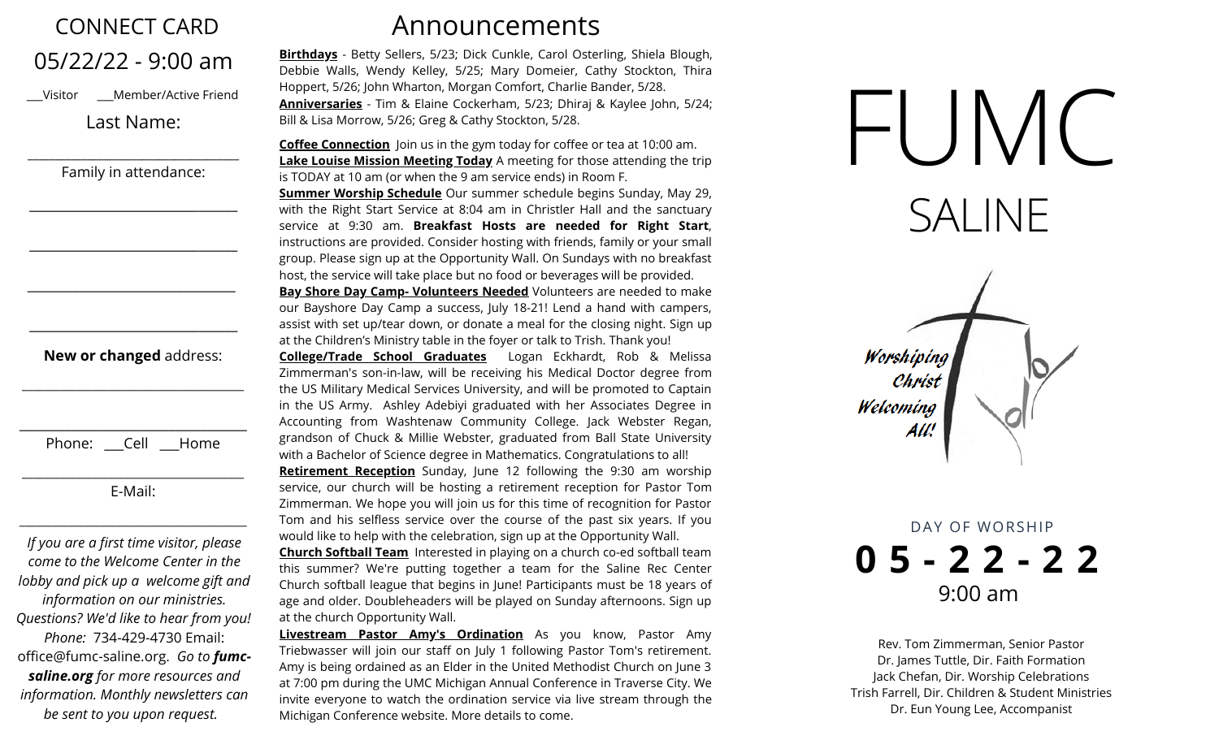# CONNECT CARD

## 05/22/22 - 9:00 am

___Visitor ___Member/Active Friend

Last Name:

________________________________

Family in attendance:

________________________________

________________________________

________________________________

________________________________

**New or changed** address:

________________________________

________________________________

Phone: ___Cell ___Home

________________________________

E-Mail:

________________________________

*If you are a first time visitor, please come to the Welcome Center in the lobby and pick up a welcome gift and information on our ministries. Questions? We'd like to hear from you! Phone:* 734-429-4730 Email: office@fumc-saline.org. *Go to **fumc-saline.org** for more resources and information. Monthly newsletters can be sent to you upon request.*

# Announcements

**Birthdays** - Betty Sellers, 5/23; Dick Cunkle, Carol Osterling, Shiela Blough, Debbie Walls, Wendy Kelley, 5/25; Mary Domeier, Cathy Stockton, Thira Hoppert, 5/26; John Wharton, Morgan Comfort, Charlie Bander, 5/28.

**Anniversaries** - Tim & Elaine Cockerham, 5/23; Dhiraj & Kaylee John, 5/24; Bill & Lisa Morrow, 5/26; Greg & Cathy Stockton, 5/28.

**Coffee Connection** Join us in the gym today for coffee or tea at 10:00 am.

**Lake Louise Mission Meeting Today** A meeting for those attending the trip is TODAY at 10 am (or when the 9 am service ends) in Room F.

**Summer Worship Schedule** Our summer schedule begins Sunday, May 29, with the Right Start Service at 8:04 am in Christler Hall and the sanctuary service at 9:30 am. **Breakfast Hosts are needed for Right Start**, instructions are provided. Consider hosting with friends, family or your small group. Please sign up at the Opportunity Wall. On Sundays with no breakfast host, the service will take place but no food or beverages will be provided.

**Bay Shore Day Camp- Volunteers Needed** Volunteers are needed to make our Bayshore Day Camp a success, July 18-21! Lend a hand with campers, assist with set up/tear down, or donate a meal for the closing night. Sign up at the Children's Ministry table in the foyer or talk to Trish. Thank you!

**College/Trade School Graduates** Logan Eckhardt, Rob & Melissa Zimmerman's son-in-law, will be receiving his Medical Doctor degree from the US Military Medical Services University, and will be promoted to Captain in the US Army. Ashley Adebiyi graduated with her Associates Degree in Accounting from Washtenaw Community College. Jack Webster Regan, grandson of Chuck & Millie Webster, graduated from Ball State University with a Bachelor of Science degree in Mathematics. Congratulations to all!

**Retirement Reception** Sunday, June 12 following the 9:30 am worship service, our church will be hosting a retirement reception for Pastor Tom Zimmerman. We hope you will join us for this time of recognition for Pastor Tom and his selfless service over the course of the past six years. If you would like to help with the celebration, sign up at the Opportunity Wall.

**Church Softball Team** Interested in playing on a church co-ed softball team this summer? We're putting together a team for the Saline Rec Center Church softball league that begins in June! Participants must be 18 years of age and older. Doubleheaders will be played on Sunday afternoons. Sign up at the church Opportunity Wall.

**Livestream Pastor Amy's Ordination** As you know, Pastor Amy Triebwasser will join our staff on July 1 following Pastor Tom's retirement. Amy is being ordained as an Elder in the United Methodist Church on June 3 at 7:00 pm during the UMC Michigan Annual Conference in Traverse City. We invite everyone to watch the ordination service via live stream through the Michigan Conference website. More details to come.

# FUMC

## SALINE

*Worshiping Christ Welcoming All!*

DAY OF WORSHIP

**05-22-22**

9:00 am

Rev. Tom Zimmerman, Senior Pastor
Dr. James Tuttle, Dir. Faith Formation
Jack Chefan, Dir. Worship Celebrations
Trish Farrell, Dir. Children & Student Ministries
Dr. Eun Young Lee, Accompanist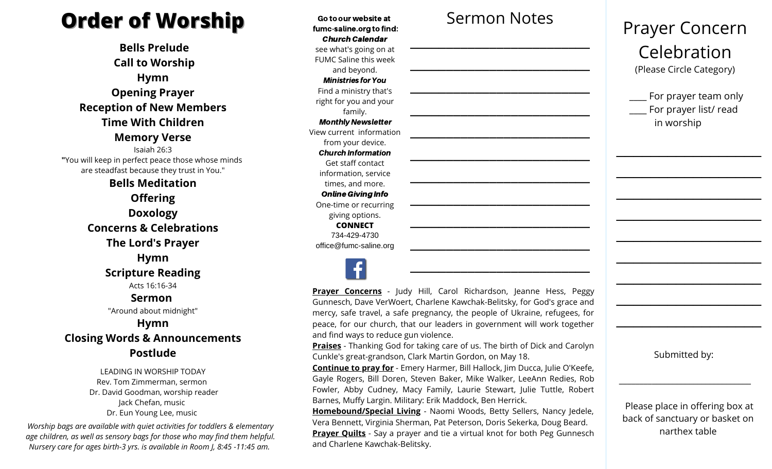# Order of Worship

**Bells Prelude**

**Call to Worship**

**Hymn**

**Opening Prayer**

**Reception of New Members**

**Time With Children**

**Memory Verse**

Isaiah 26:3

"You will keep in perfect peace those whose minds are steadfast because they trust in You."

**Bells Meditation**

**Offering**

**Doxology**

**Concerns & Celebrations**

**The Lord's Prayer**

**Hymn**

**Scripture Reading**

Acts 16:16-34

**Sermon**

"Around about midnight"

**Hymn**

**Closing Words & Announcements**

**Postlude**

LEADING IN WORSHIP TODAY

Rev. Tom Zimmerman, sermon

Dr. David Goodman, worship reader

Jack Chefan, music

Dr. Eun Young Lee, music

*Worship bags are available with quiet activities for toddlers & elementary age children, as well as sensory bags for those who may find them helpful. Nursery care for ages birth-3 yrs. is available in Room J, 8:45 -11:45 am.*

**Go to our website at fumc-saline.org to find:**

***Church Calendar***

see what's going on at FUMC Saline this week and beyond.

***Ministries for You***

Find a ministry that's right for you and your family.

***Monthly Newsletter***

View current information from your device.

***Church Information***

Get staff contact information, service times, and more.

***Online Giving Info***

One-time or recurring giving options.

**CONNECT**

734-429-4730

office@fumc-saline.org

## Sermon Notes

______________________________

______________________________

______________________________

______________________________

______________________________

______________________________

______________________________

______________________________

______________________________

______________________________

______________________________

**Prayer Concerns** - Judy Hill, Carol Richardson, Jeanne Hess, Peggy Gunnesch, Dave VerWoert, Charlene Kawchak-Belitsky, for God's grace and mercy, safe travel, a safe pregnancy, the people of Ukraine, refugees, for peace, for our church, that our leaders in government will work together and find ways to reduce gun violence.

**Praises** - Thanking God for taking care of us. The birth of Dick and Carolyn Cunkle's great-grandson, Clark Martin Gordon, on May 18.

**Continue to pray for** - Emery Harmer, Bill Hallock, Jim Ducca, Julie O'Keefe, Gayle Rogers, Bill Doren, Steven Baker, Mike Walker, LeeAnn Redies, Rob Fowler, Abby Cudney, Macy Family, Laurie Stewart, Julie Tuttle, Robert Barnes, Muffy Largin. Military: Erik Maddock, Ben Herrick.

**Homebound/Special Living** - Naomi Woods, Betty Sellers, Nancy Jedele, Vera Bennett, Virginia Sherman, Pat Peterson, Doris Sekerka, Doug Beard.

**Prayer Quilts** - Say a prayer and tie a virtual knot for both Peg Gunnesch and Charlene Kawchak-Belitsky.

## Prayer Concern Celebration

(Please Circle Category)

____ For prayer team only

____ For prayer list/ read in worship

______________________________

______________________________

______________________________

______________________________

______________________________

______________________________

______________________________

______________________________

______________________________

Submitted by:

______________________________

Please place in offering box at back of sanctuary or basket on narthex table